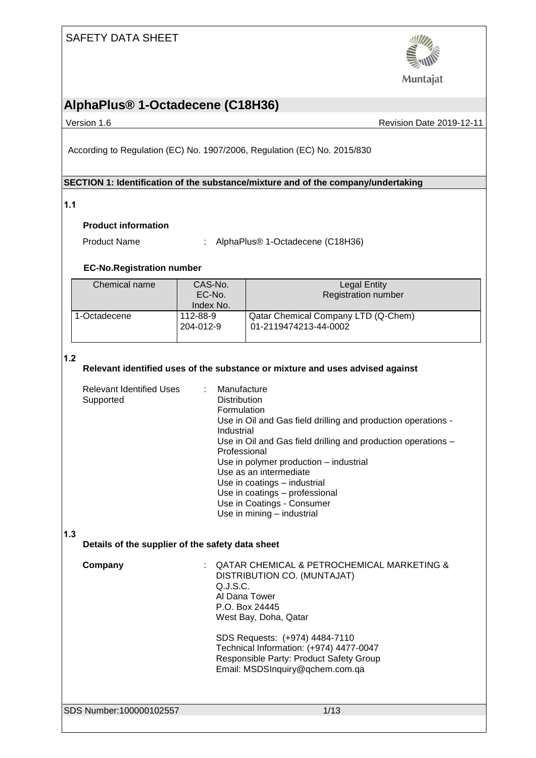SAFETY DATA SHEET

# AlphaPlus® 1-Octadecene (C18H36)

Version 1.6 | Revision Date 2019-12-11

According to Regulation (EC) No. 1907/2006, Regulation (EC) No. 2015/830

## SECTION 1: Identification of the substance/mixture and of the company/undertaking

### 1.1

**Product information**

Product Name : AlphaPlus® 1-Octadecene (C18H36)

**EC-No.Registration number**

| Chemical name | CAS-No.<br>EC-No.<br>Index No. | Legal Entity<br>Registration number |
|---|---|---|
| 1-Octadecene | 112-88-9<br>204-012-9 | Qatar Chemical Company LTD (Q-Chem)<br>01-2119474213-44-0002 |

### 1.2

**Relevant identified uses of the substance or mixture and uses advised against**

Relevant Identified Uses Supported :
- Manufacture
- Distribution
- Formulation
- Use in Oil and Gas field drilling and production operations - Industrial
- Use in Oil and Gas field drilling and production operations – Professional
- Use in polymer production – industrial
- Use as an intermediate
- Use in coatings – industrial
- Use in coatings – professional
- Use in Coatings - Consumer
- Use in mining – industrial

### 1.3

**Details of the supplier of the safety data sheet**

**Company** : QATAR CHEMICAL & PETROCHEMICAL MARKETING & DISTRIBUTION CO. (MUNTAJAT)
Q.J.S.C.
Al Dana Tower
P.O. Box 24445
West Bay, Doha, Qatar

SDS Requests: (+974) 4484-7110
Technical Information: (+974) 4477-0047
Responsible Party: Product Safety Group
Email: MSDSInquiry@qchem.com.qa

SDS Number:100000102557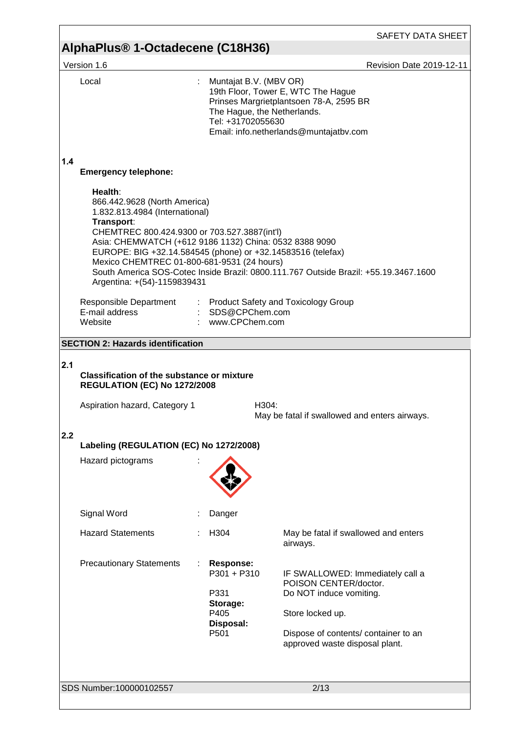| | | |
|---|---|---|
| Local | : | Muntajat B.V. (MBV OR)<br>19th Floor, Tower E, WTC The Hague<br>Prinses Margrietplantsoen 78-A, 2595 BR<br>The Hague, the Netherlands.<br>Tel: +31702055630<br>Email: info.netherlands@muntajatbv.com |

**1.4**

**Emergency telephone:**

**Health**:
866.442.9628 (North America)
1.832.813.4984 (International)
**Transport**:
CHEMTREC 800.424.9300 or 703.527.3887(int'l)
Asia: CHEMWATCH (+612 9186 1132) China: 0532 8388 9090
EUROPE: BIG +32.14.584545 (phone) or +32.14583516 (telefax)
Mexico CHEMTREC 01-800-681-9531 (24 hours)
South America SOS-Cotec Inside Brazil: 0800.111.767 Outside Brazil: +55.19.3467.1600
Argentina: +(54)-1159839431

| | | |
|---|---|---|
| Responsible Department | : | Product Safety and Toxicology Group |
| E-mail address | : | SDS@CPChem.com |
| Website | : | www.CPChem.com |

## SECTION 2: Hazards identification

**2.1**

**Classification of the substance or mixture**
**REGULATION (EC) No 1272/2008**

| | |
|---|---|
| Aspiration hazard, Category 1 | H304:<br>May be fatal if swallowed and enters airways. |

**2.2**

**Labeling (REGULATION (EC) No 1272/2008)**

Hazard pictograms :

Signal Word : Danger

| | | | |
|---|---|---|---|
| Hazard Statements | : | H304 | May be fatal if swallowed and enters airways. |
| Precautionary Statements | : | **Response:** | |
| | | P301 + P310 | IF SWALLOWED: Immediately call a POISON CENTER/doctor. |
| | | P331 | Do NOT induce vomiting. |
| | | **Storage:** | |
| | | P405 | Store locked up. |
| | | **Disposal:** | |
| | | P501 | Dispose of contents/ container to an approved waste disposal plant. |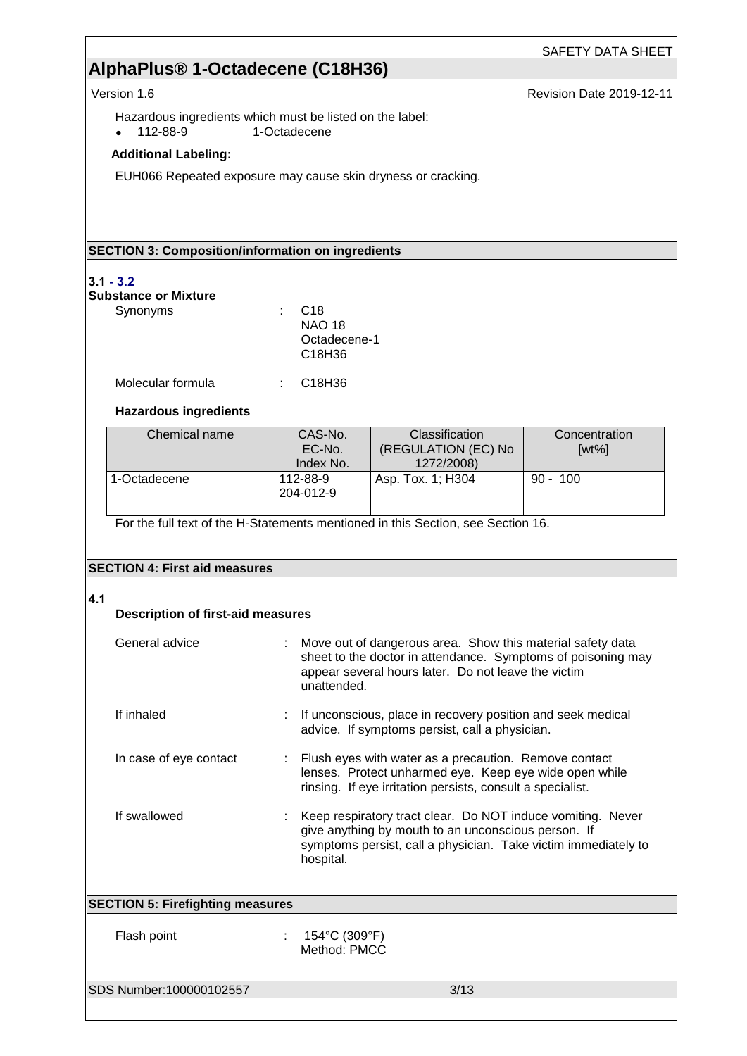Hazardous ingredients which must be listed on the label:

- 112-88-9    1-Octadecene

**Additional Labeling:**

EUH066 Repeated exposure may cause skin dryness or cracking.

## SECTION 3: Composition/information on ingredients

**3.1 - 3.2**

**Substance or Mixture**

Synonyms : C18
NAO 18
Octadecene-1
$C_{18}H_{36}$

Molecular formula : $C_{18}H_{36}$

**Hazardous ingredients**

| Chemical name | CAS-No.<br>EC-No.<br>Index No. | Classification (REGULATION (EC) No 1272/2008) | Concentration [wt%] |
|---|---|---|---|
| 1-Octadecene | 112-88-9<br>204-012-9 | Asp. Tox. 1; H304 | 90 - 100 |

For the full text of the H-Statements mentioned in this Section, see Section 16.

## SECTION 4: First aid measures

**4.1**

**Description of first-aid measures**

General advice : Move out of dangerous area. Show this material safety data sheet to the doctor in attendance. Symptoms of poisoning may appear several hours later. Do not leave the victim unattended.

If inhaled : If unconscious, place in recovery position and seek medical advice. If symptoms persist, call a physician.

In case of eye contact : Flush eyes with water as a precaution. Remove contact lenses. Protect unharmed eye. Keep eye wide open while rinsing. If eye irritation persists, consult a specialist.

If swallowed : Keep respiratory tract clear. Do NOT induce vomiting. Never give anything by mouth to an unconscious person. If symptoms persist, call a physician. Take victim immediately to hospital.

## SECTION 5: Firefighting measures

Flash point : 154°C (309°F)
Method: PMCC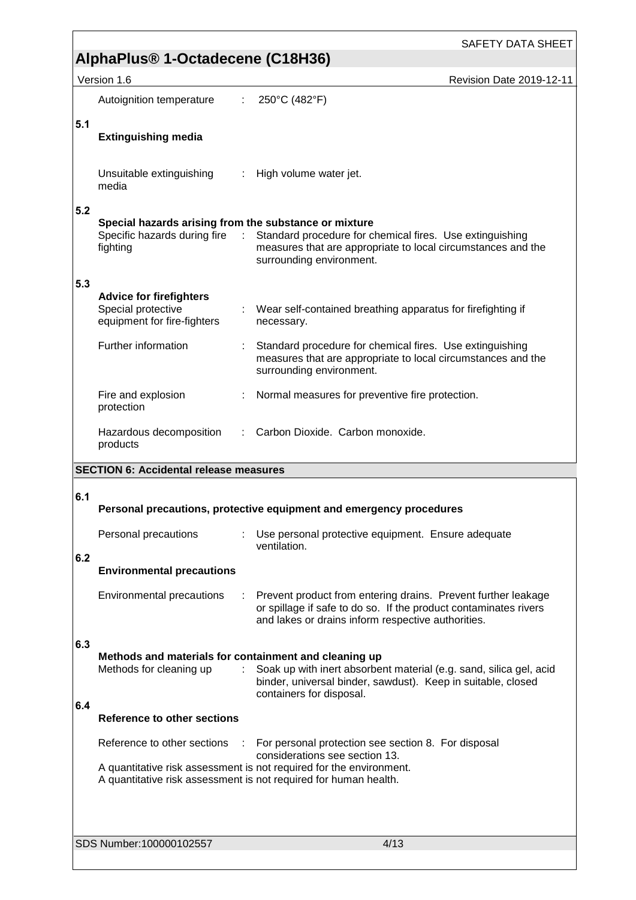| | |
|---|---|
| Autoignition temperature | : 250°C (482°F) |

## 5.1 Extinguishing media

| | |
|---|---|
| Unsuitable extinguishing media | : High volume water jet. |

## 5.2 Special hazards arising from the substance or mixture

| | |
|---|---|
| Specific hazards during fire fighting | : Standard procedure for chemical fires. Use extinguishing measures that are appropriate to local circumstances and the surrounding environment. |

## 5.3 Advice for firefighters

| | |
|---|---|
| Special protective equipment for fire-fighters | : Wear self-contained breathing apparatus for firefighting if necessary. |
| Further information | : Standard procedure for chemical fires. Use extinguishing measures that are appropriate to local circumstances and the surrounding environment. |
| Fire and explosion protection | : Normal measures for preventive fire protection. |
| Hazardous decomposition products | : Carbon Dioxide. Carbon monoxide. |

# SECTION 6: Accidental release measures

## 6.1 Personal precautions, protective equipment and emergency procedures

| | |
|---|---|
| Personal precautions | : Use personal protective equipment. Ensure adequate ventilation. |

## 6.2 Environmental precautions

| | |
|---|---|
| Environmental precautions | : Prevent product from entering drains. Prevent further leakage or spillage if safe to do so. If the product contaminates rivers and lakes or drains inform respective authorities. |

## 6.3 Methods and materials for containment and cleaning up

| | |
|---|---|
| Methods for cleaning up | : Soak up with inert absorbent material (e.g. sand, silica gel, acid binder, universal binder, sawdust). Keep in suitable, closed containers for disposal. |

## 6.4 Reference to other sections

| | |
|---|---|
| Reference to other sections | : For personal protection see section 8. For disposal considerations see section 13. |

A quantitative risk assessment is not required for the environment.
A quantitative risk assessment is not required for human health.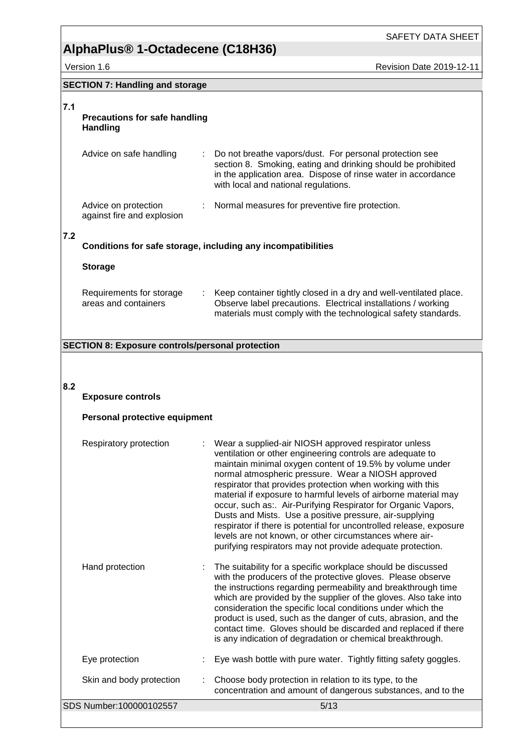## SECTION 7: Handling and storage

### 7.1 Precautions for safe handling

**Handling**

| | |
|---|---|
| Advice on safe handling | : Do not breathe vapors/dust. For personal protection see section 8. Smoking, eating and drinking should be prohibited in the application area. Dispose of rinse water in accordance with local and national regulations. |
| Advice on protection against fire and explosion | : Normal measures for preventive fire protection. |

### 7.2 Conditions for safe storage, including any incompatibilities

**Storage**

| | |
|---|---|
| Requirements for storage areas and containers | : Keep container tightly closed in a dry and well-ventilated place. Observe label precautions. Electrical installations / working materials must comply with the technological safety standards. |

## SECTION 8: Exposure controls/personal protection

### 8.2 Exposure controls

**Personal protective equipment**

| | |
|---|---|
| Respiratory protection | : Wear a supplied-air NIOSH approved respirator unless ventilation or other engineering controls are adequate to maintain minimal oxygen content of 19.5% by volume under normal atmospheric pressure. Wear a NIOSH approved respirator that provides protection when working with this material if exposure to harmful levels of airborne material may occur, such as:. Air-Purifying Respirator for Organic Vapors, Dusts and Mists. Use a positive pressure, air-supplying respirator if there is potential for uncontrolled release, exposure levels are not known, or other circumstances where air-purifying respirators may not provide adequate protection. |
| Hand protection | : The suitability for a specific workplace should be discussed with the producers of the protective gloves. Please observe the instructions regarding permeability and breakthrough time which are provided by the supplier of the gloves. Also take into consideration the specific local conditions under which the product is used, such as the danger of cuts, abrasion, and the contact time. Gloves should be discarded and replaced if there is any indication of degradation or chemical breakthrough. |
| Eye protection | : Eye wash bottle with pure water. Tightly fitting safety goggles. |
| Skin and body protection | : Choose body protection in relation to its type, to the concentration and amount of dangerous substances, and to the |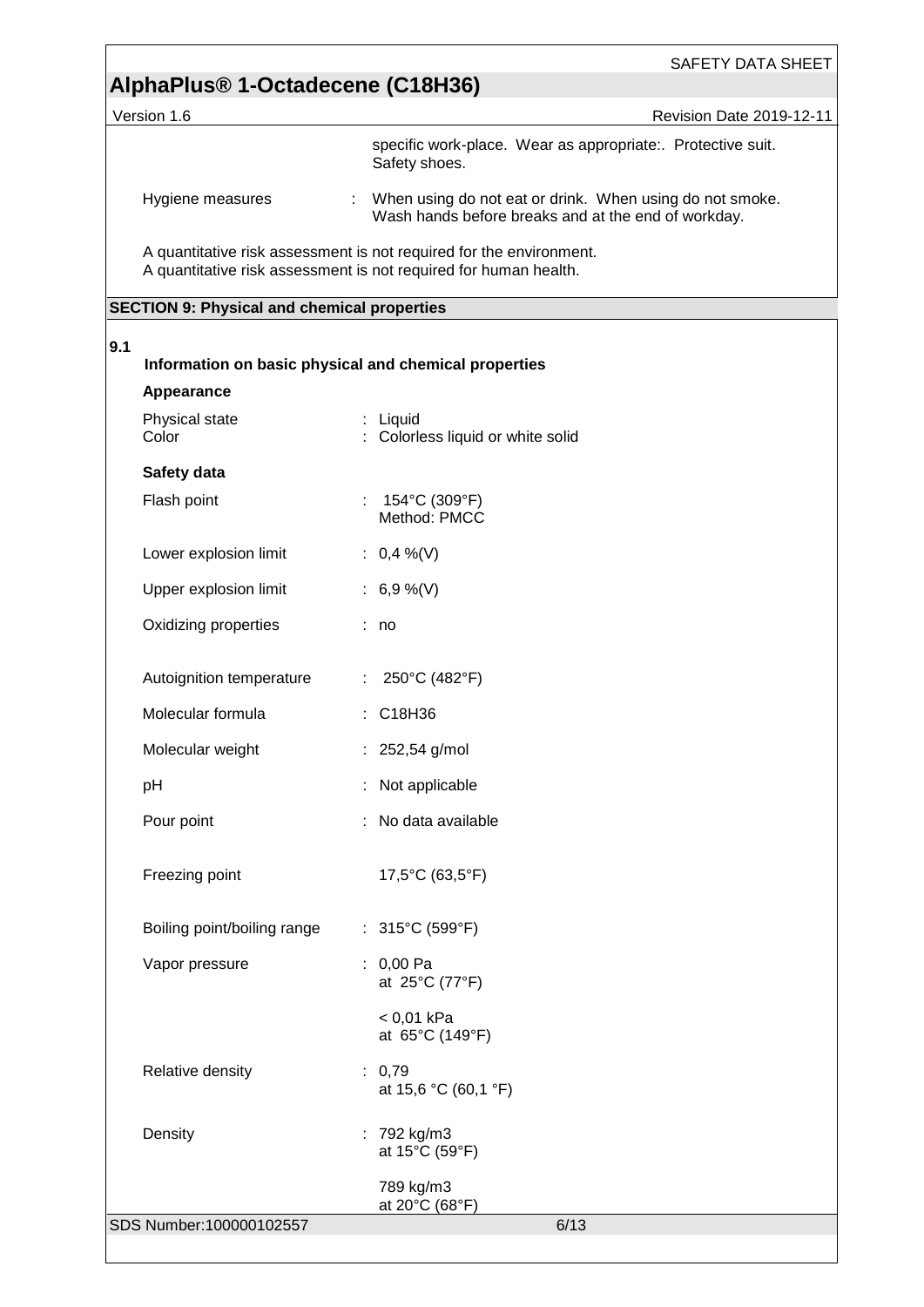specific work-place. Wear as appropriate:. Protective suit. Safety shoes.

Hygiene measures : When using do not eat or drink. When using do not smoke. Wash hands before breaks and at the end of workday.

A quantitative risk assessment is not required for the environment.
A quantitative risk assessment is not required for human health.

## SECTION 9: Physical and chemical properties

**9.1**

### Information on basic physical and chemical properties

**Appearance**

| | |
|---|---|
| Physical state | : Liquid |
| Color | : Colorless liquid or white solid |

**Safety data**

| | |
|---|---|
| Flash point | : 154°C (309°F)<br>Method: PMCC |
| Lower explosion limit | : 0,4 %(V) |
| Upper explosion limit | : 6,9 %(V) |
| Oxidizing properties | : no |
| Autoignition temperature | : 250°C (482°F) |
| Molecular formula | : $C_{18}H_{36}$ |
| Molecular weight | : 252,54 g/mol |
| pH | : Not applicable |
| Pour point | : No data available |
| Freezing point | 17,5°C (63,5°F) |
| Boiling point/boiling range | : 315°C (599°F) |
| Vapor pressure | : 0,00 Pa<br>at 25°C (77°F)<br><br>< 0,01 kPa<br>at 65°C (149°F) |
| Relative density | : 0,79<br>at 15,6 °C (60,1 °F) |
| Density | : 792 kg/m3<br>at 15°C (59°F)<br><br>789 kg/m3<br>at 20°C (68°F) |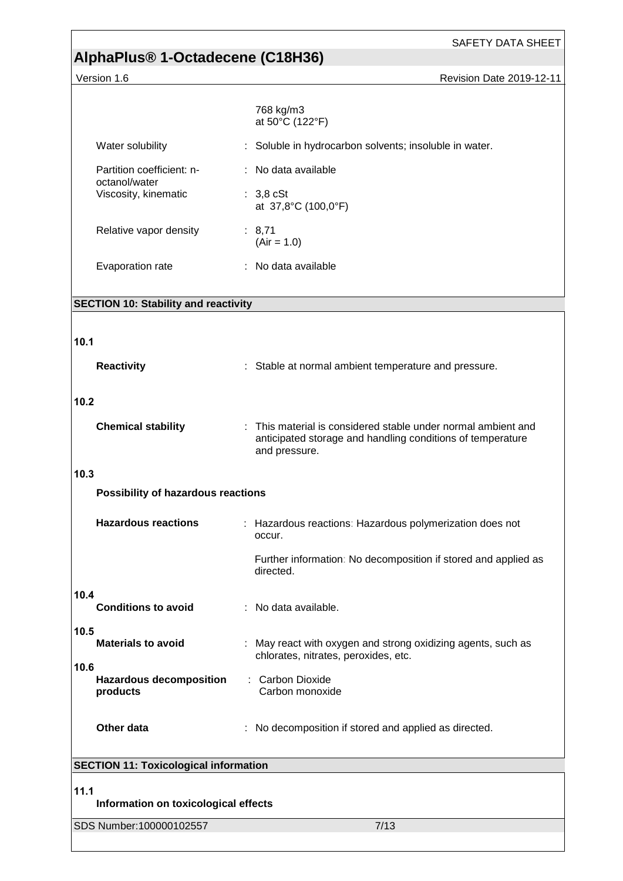| | |
|---|---|
| | 768 kg/m3<br>at 50°C (122°F) |
| Water solubility | : Soluble in hydrocarbon solvents; insoluble in water. |
| Partition coefficient: n-octanol/water | : No data available |
| Viscosity, kinematic | : 3,8 cSt<br>at 37,8°C (100,0°F) |
| Relative vapor density | : 8,71<br>(Air = 1.0) |
| Evaporation rate | : No data available |

## SECTION 10: Stability and reactivity

**10.1**

**Reactivity** : Stable at normal ambient temperature and pressure.

**10.2**

**Chemical stability** : This material is considered stable under normal ambient and anticipated storage and handling conditions of temperature and pressure.

**10.3**

**Possibility of hazardous reactions**

**Hazardous reactions** : Hazardous reactions: Hazardous polymerization does not occur.

Further information: No decomposition if stored and applied as directed.

**10.4**

**Conditions to avoid** : No data available.

**10.5**

**Materials to avoid** : May react with oxygen and strong oxidizing agents, such as chlorates, nitrates, peroxides, etc.

**10.6**

**Hazardous decomposition products** : Carbon Dioxide
Carbon monoxide

**Other data** : No decomposition if stored and applied as directed.

## SECTION 11: Toxicological information

**11.1**

**Information on toxicological effects**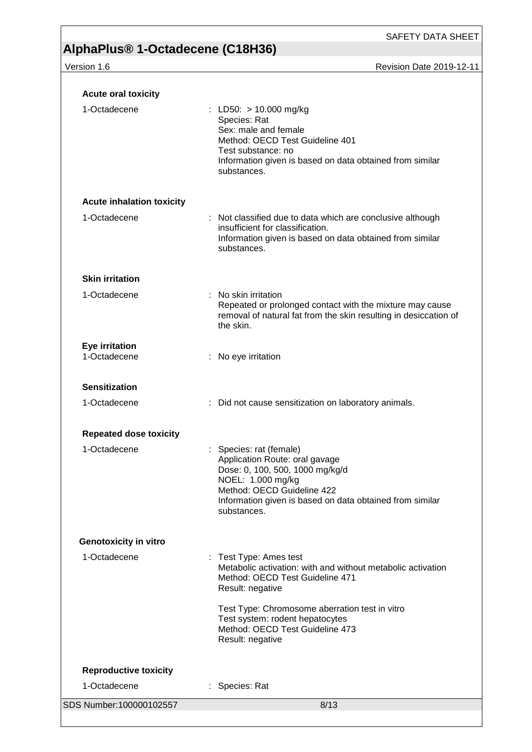**Acute oral toxicity**

| | |
|---|---|
| 1-Octadecene | : LD50: > 10.000 mg/kg<br>Species: Rat<br>Sex: male and female<br>Method: OECD Test Guideline 401<br>Test substance: no<br>Information given is based on data obtained from similar substances. |

**Acute inhalation toxicity**

| | |
|---|---|
| 1-Octadecene | : Not classified due to data which are conclusive although insufficient for classification.<br>Information given is based on data obtained from similar substances. |

**Skin irritation**

| | |
|---|---|
| 1-Octadecene | : No skin irritation<br>Repeated or prolonged contact with the mixture may cause removal of natural fat from the skin resulting in desiccation of the skin. |

**Eye irritation**

| | |
|---|---|
| 1-Octadecene | : No eye irritation |

**Sensitization**

| | |
|---|---|
| 1-Octadecene | : Did not cause sensitization on laboratory animals. |

**Repeated dose toxicity**

| | |
|---|---|
| 1-Octadecene | : Species: rat (female)<br>Application Route: oral gavage<br>Dose: 0, 100, 500, 1000 mg/kg/d<br>NOEL: 1.000 mg/kg<br>Method: OECD Guideline 422<br>Information given is based on data obtained from similar substances. |

**Genotoxicity in vitro**

| | |
|---|---|
| 1-Octadecene | : Test Type: Ames test<br>Metabolic activation: with and without metabolic activation<br>Method: OECD Test Guideline 471<br>Result: negative<br><br>Test Type: Chromosome aberration test in vitro<br>Test system: rodent hepatocytes<br>Method: OECD Test Guideline 473<br>Result: negative |

**Reproductive toxicity**

| | |
|---|---|
| 1-Octadecene | : Species: Rat |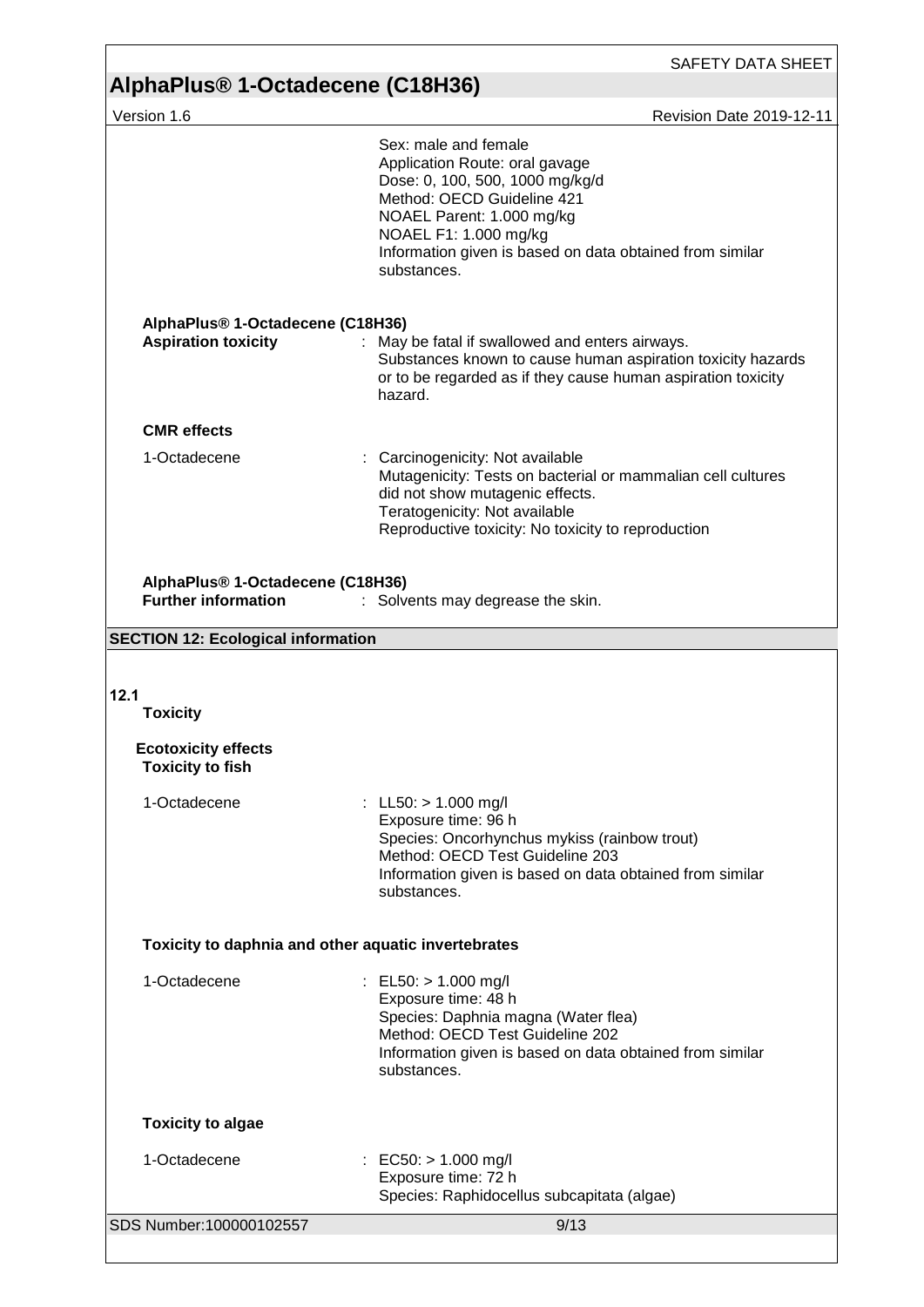Sex: male and female
Application Route: oral gavage
Dose: 0, 100, 500, 1000 mg/kg/d
Method: OECD Guideline 421
NOAEL Parent: 1.000 mg/kg
NOAEL F1: 1.000 mg/kg
Information given is based on data obtained from similar substances.

**AlphaPlus® 1-Octadecene (C18H36)**

**Aspiration toxicity** : May be fatal if swallowed and enters airways.
Substances known to cause human aspiration toxicity hazards or to be regarded as if they cause human aspiration toxicity hazard.

**CMR effects**

1-Octadecene : Carcinogenicity: Not available
Mutagenicity: Tests on bacterial or mammalian cell cultures did not show mutagenic effects.
Teratogenicity: Not available
Reproductive toxicity: No toxicity to reproduction

**AlphaPlus® 1-Octadecene (C18H36)**

**Further information** : Solvents may degrease the skin.

## SECTION 12: Ecological information

**12.1**

**Toxicity**

**Ecotoxicity effects**

**Toxicity to fish**

1-Octadecene : LL50: > 1.000 mg/l
Exposure time: 96 h
Species: Oncorhynchus mykiss (rainbow trout)
Method: OECD Test Guideline 203
Information given is based on data obtained from similar substances.

**Toxicity to daphnia and other aquatic invertebrates**

1-Octadecene : EL50: > 1.000 mg/l
Exposure time: 48 h
Species: Daphnia magna (Water flea)
Method: OECD Test Guideline 202
Information given is based on data obtained from similar substances.

**Toxicity to algae**

1-Octadecene : EC50: > 1.000 mg/l
Exposure time: 72 h
Species: Raphidocellus subcapitata (algae)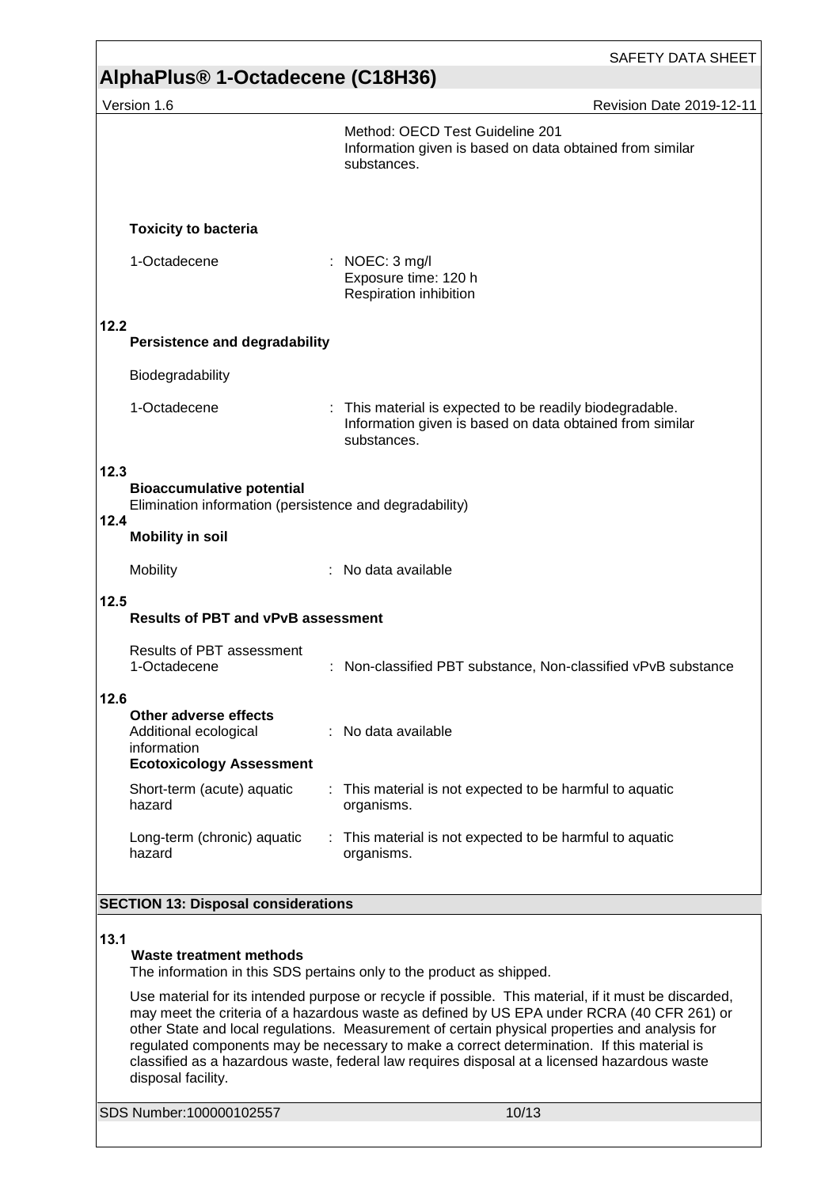Method: OECD Test Guideline 201
Information given is based on data obtained from similar substances.

**Toxicity to bacteria**

| | |
|---|---|
| 1-Octadecene | : NOEC: 3 mg/l<br>Exposure time: 120 h<br>Respiration inhibition |

**12.2**
**Persistence and degradability**

Biodegradability

| | |
|---|---|
| 1-Octadecene | : This material is expected to be readily biodegradable. Information given is based on data obtained from similar substances. |

**12.3**
**Bioaccumulative potential**
Elimination information (persistence and degradability)

**12.4**
**Mobility in soil**

| | |
|---|---|
| Mobility | : No data available |

**12.5**
**Results of PBT and vPvB assessment**

| | |
|---|---|
| Results of PBT assessment<br>1-Octadecene | : Non-classified PBT substance, Non-classified vPvB substance |

**12.6**
**Other adverse effects**

| | |
|---|---|
| Additional ecological information | : No data available |

**Ecotoxicology Assessment**

| | |
|---|---|
| Short-term (acute) aquatic hazard | : This material is not expected to be harmful to aquatic organisms. |
| Long-term (chronic) aquatic hazard | : This material is not expected to be harmful to aquatic organisms. |

## SECTION 13: Disposal considerations

**13.1**
**Waste treatment methods**
The information in this SDS pertains only to the product as shipped.

Use material for its intended purpose or recycle if possible. This material, if it must be discarded, may meet the criteria of a hazardous waste as defined by US EPA under RCRA (40 CFR 261) or other State and local regulations. Measurement of certain physical properties and analysis for regulated components may be necessary to make a correct determination. If this material is classified as a hazardous waste, federal law requires disposal at a licensed hazardous waste disposal facility.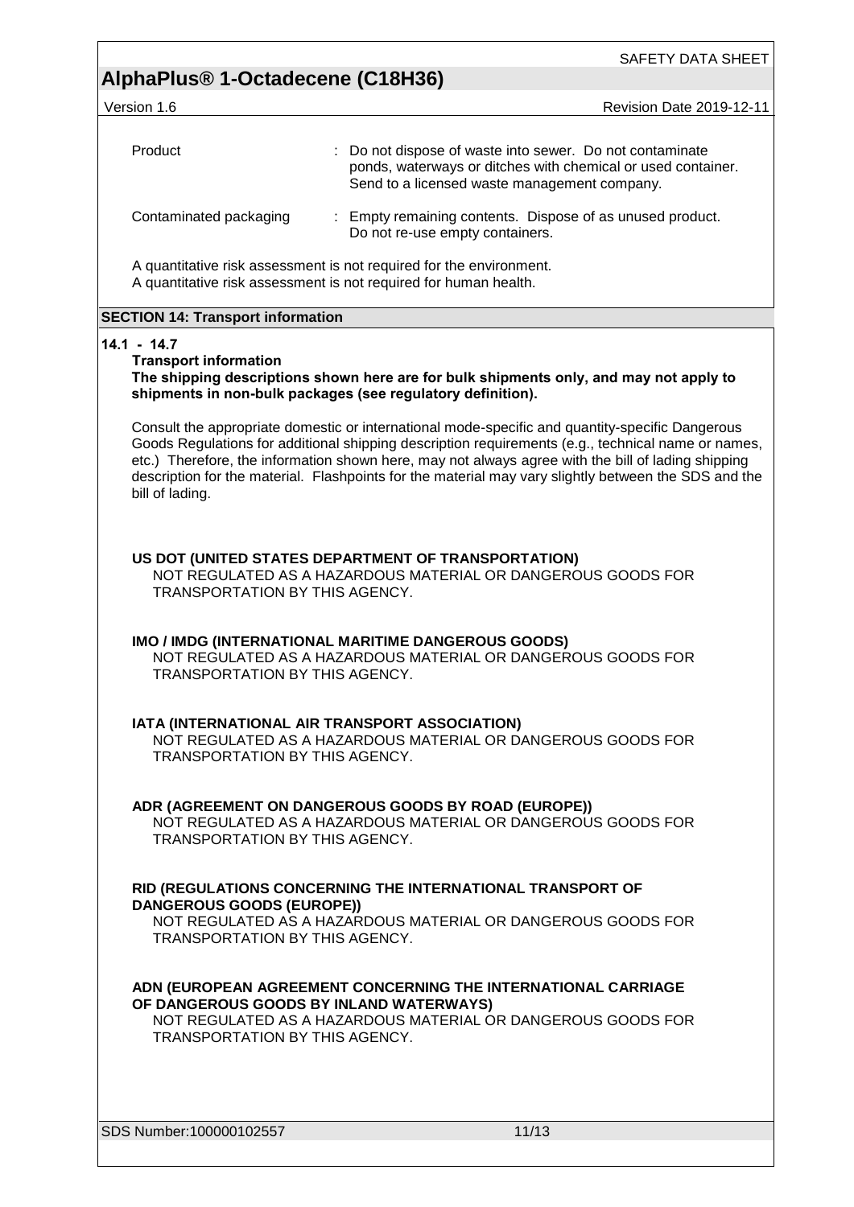| | |
|---|---|
| Product | : Do not dispose of waste into sewer. Do not contaminate ponds, waterways or ditches with chemical or used container. Send to a licensed waste management company. |
| Contaminated packaging | : Empty remaining contents. Dispose of as unused product. Do not re-use empty containers. |

A quantitative risk assessment is not required for the environment.
A quantitative risk assessment is not required for human health.

## SECTION 14: Transport information

**14.1 - 14.7**

**Transport information**

**The shipping descriptions shown here are for bulk shipments only, and may not apply to shipments in non-bulk packages (see regulatory definition).**

Consult the appropriate domestic or international mode-specific and quantity-specific Dangerous Goods Regulations for additional shipping description requirements (e.g., technical name or names, etc.) Therefore, the information shown here, may not always agree with the bill of lading shipping description for the material. Flashpoints for the material may vary slightly between the SDS and the bill of lading.

**US DOT (UNITED STATES DEPARTMENT OF TRANSPORTATION)**
NOT REGULATED AS A HAZARDOUS MATERIAL OR DANGEROUS GOODS FOR TRANSPORTATION BY THIS AGENCY.

**IMO / IMDG (INTERNATIONAL MARITIME DANGEROUS GOODS)**
NOT REGULATED AS A HAZARDOUS MATERIAL OR DANGEROUS GOODS FOR TRANSPORTATION BY THIS AGENCY.

**IATA (INTERNATIONAL AIR TRANSPORT ASSOCIATION)**
NOT REGULATED AS A HAZARDOUS MATERIAL OR DANGEROUS GOODS FOR TRANSPORTATION BY THIS AGENCY.

**ADR (AGREEMENT ON DANGEROUS GOODS BY ROAD (EUROPE))**
NOT REGULATED AS A HAZARDOUS MATERIAL OR DANGEROUS GOODS FOR TRANSPORTATION BY THIS AGENCY.

**RID (REGULATIONS CONCERNING THE INTERNATIONAL TRANSPORT OF DANGEROUS GOODS (EUROPE))**
NOT REGULATED AS A HAZARDOUS MATERIAL OR DANGEROUS GOODS FOR TRANSPORTATION BY THIS AGENCY.

**ADN (EUROPEAN AGREEMENT CONCERNING THE INTERNATIONAL CARRIAGE OF DANGEROUS GOODS BY INLAND WATERWAYS)**
NOT REGULATED AS A HAZARDOUS MATERIAL OR DANGEROUS GOODS FOR TRANSPORTATION BY THIS AGENCY.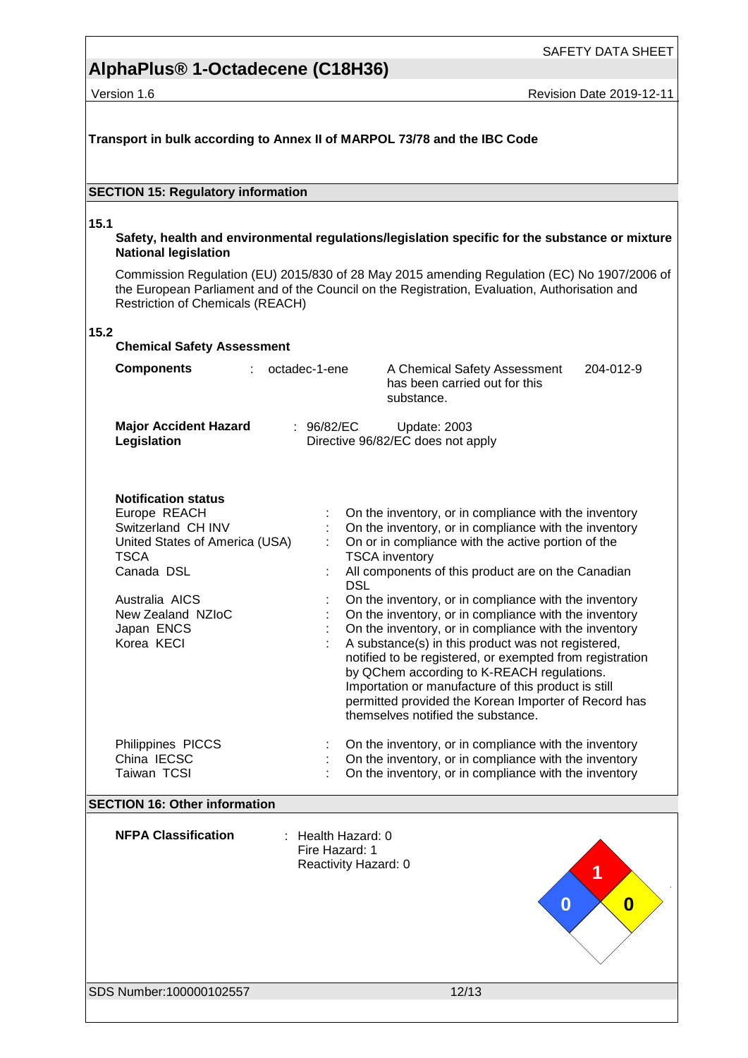**Transport in bulk according to Annex II of MARPOL 73/78 and the IBC Code**

## SECTION 15: Regulatory information

**15.1**

**Safety, health and environmental regulations/legislation specific for the substance or mixture**
**National legislation**

Commission Regulation (EU) 2015/830 of 28 May 2015 amending Regulation (EC) No 1907/2006 of the European Parliament and of the Council on the Registration, Evaluation, Authorisation and Restriction of Chemicals (REACH)

**15.2**

**Chemical Safety Assessment**

| **Components** | : | octadec-1-ene | A Chemical Safety Assessment has been carried out for this substance. | 204-012-9 |
|---|---|---|---|---|

**Major Accident Hazard Legislation** : 96/82/EC Update: 2003
Directive 96/82/EC does not apply

**Notification status**

| | | |
|---|---|---|
| Europe REACH | : | On the inventory, or in compliance with the inventory |
| Switzerland CH INV | : | On the inventory, or in compliance with the inventory |
| United States of America (USA) TSCA | : | On or in compliance with the active portion of the TSCA inventory |
| Canada DSL | : | All components of this product are on the Canadian DSL |
| Australia AICS | : | On the inventory, or in compliance with the inventory |
| New Zealand NZIoC | : | On the inventory, or in compliance with the inventory |
| Japan ENCS | : | On the inventory, or in compliance with the inventory |
| Korea KECI | : | A substance(s) in this product was not registered, notified to be registered, or exempted from registration by QChem according to K-REACH regulations. Importation or manufacture of this product is still permitted provided the Korean Importer of Record has themselves notified the substance. |
| Philippines PICCS | : | On the inventory, or in compliance with the inventory |
| China IECSC | : | On the inventory, or in compliance with the inventory |
| Taiwan TCSI | : | On the inventory, or in compliance with the inventory |

## SECTION 16: Other information

**NFPA Classification** : Health Hazard: 0
Fire Hazard: 1
Reactivity Hazard: 0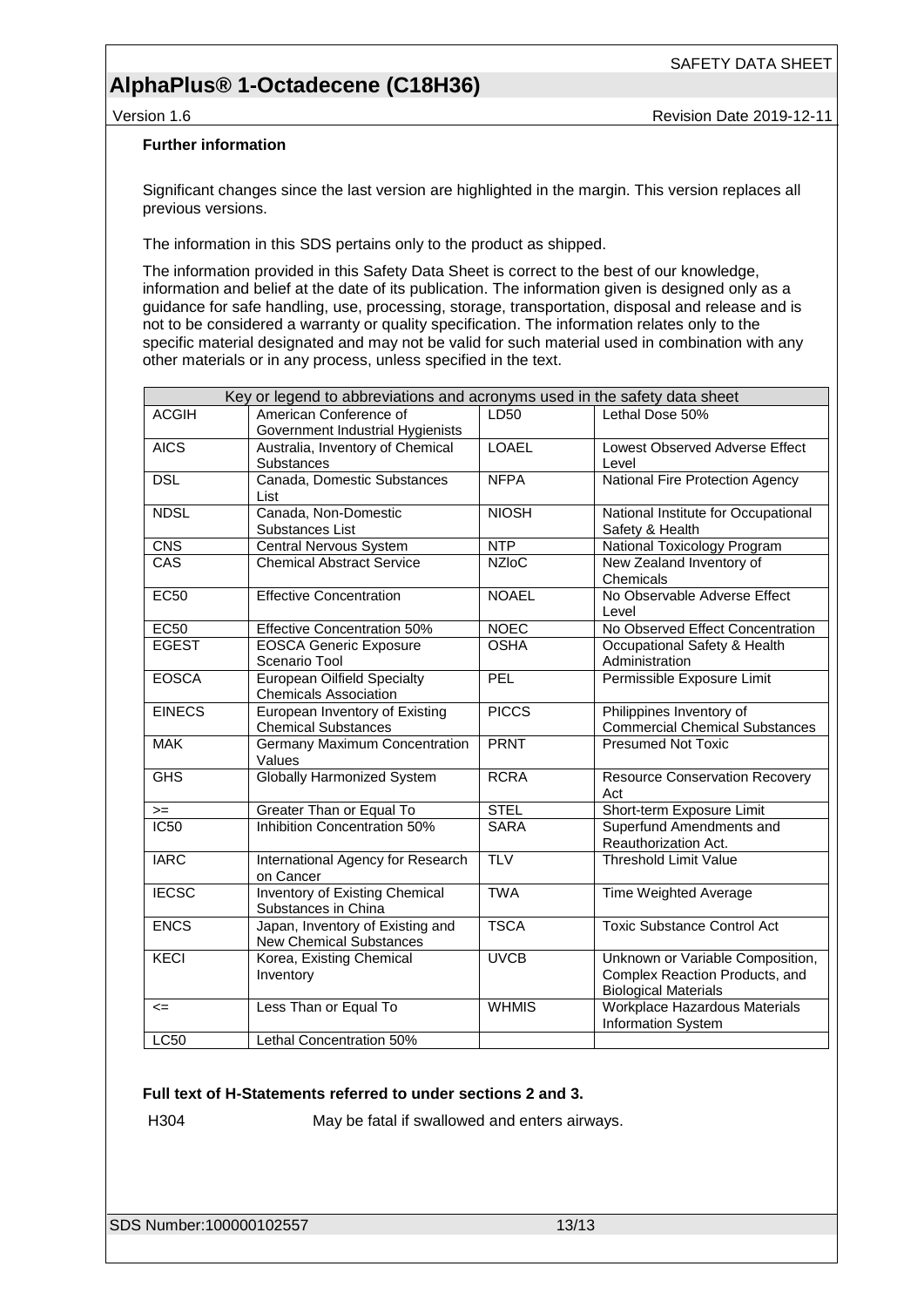**Further information**

Significant changes since the last version are highlighted in the margin. This version replaces all previous versions.

The information in this SDS pertains only to the product as shipped.

The information provided in this Safety Data Sheet is correct to the best of our knowledge, information and belief at the date of its publication. The information given is designed only as a guidance for safe handling, use, processing, storage, transportation, disposal and release and is not to be considered a warranty or quality specification. The information relates only to the specific material designated and may not be valid for such material used in combination with any other materials or in any process, unless specified in the text.

| Key or legend to abbreviations and acronyms used in the safety data sheet | | | |
|---|---|---|---|
| ACGIH | American Conference of Government Industrial Hygienists | LD50 | Lethal Dose 50% |
| AICS | Australia, Inventory of Chemical Substances | LOAEL | Lowest Observed Adverse Effect Level |
| DSL | Canada, Domestic Substances List | NFPA | National Fire Protection Agency |
| NDSL | Canada, Non-Domestic Substances List | NIOSH | National Institute for Occupational Safety & Health |
| CNS | Central Nervous System | NTP | National Toxicology Program |
| CAS | Chemical Abstract Service | NZIoC | New Zealand Inventory of Chemicals |
| EC50 | Effective Concentration | NOAEL | No Observable Adverse Effect Level |
| EC50 | Effective Concentration 50% | NOEC | No Observed Effect Concentration |
| EGEST | EOSCA Generic Exposure Scenario Tool | OSHA | Occupational Safety & Health Administration |
| EOSCA | European Oilfield Specialty Chemicals Association | PEL | Permissible Exposure Limit |
| EINECS | European Inventory of Existing Chemical Substances | PICCS | Philippines Inventory of Commercial Chemical Substances |
| MAK | Germany Maximum Concentration Values | PRNT | Presumed Not Toxic |
| GHS | Globally Harmonized System | RCRA | Resource Conservation Recovery Act |
| >= | Greater Than or Equal To | STEL | Short-term Exposure Limit |
| IC50 | Inhibition Concentration 50% | SARA | Superfund Amendments and Reauthorization Act. |
| IARC | International Agency for Research on Cancer | TLV | Threshold Limit Value |
| IECSC | Inventory of Existing Chemical Substances in China | TWA | Time Weighted Average |
| ENCS | Japan, Inventory of Existing and New Chemical Substances | TSCA | Toxic Substance Control Act |
| KECI | Korea, Existing Chemical Inventory | UVCB | Unknown or Variable Composition, Complex Reaction Products, and Biological Materials |
| <= | Less Than or Equal To | WHMIS | Workplace Hazardous Materials Information System |
| LC50 | Lethal Concentration 50% | | |

**Full text of H-Statements referred to under sections 2 and 3.**

H304 May be fatal if swallowed and enters airways.